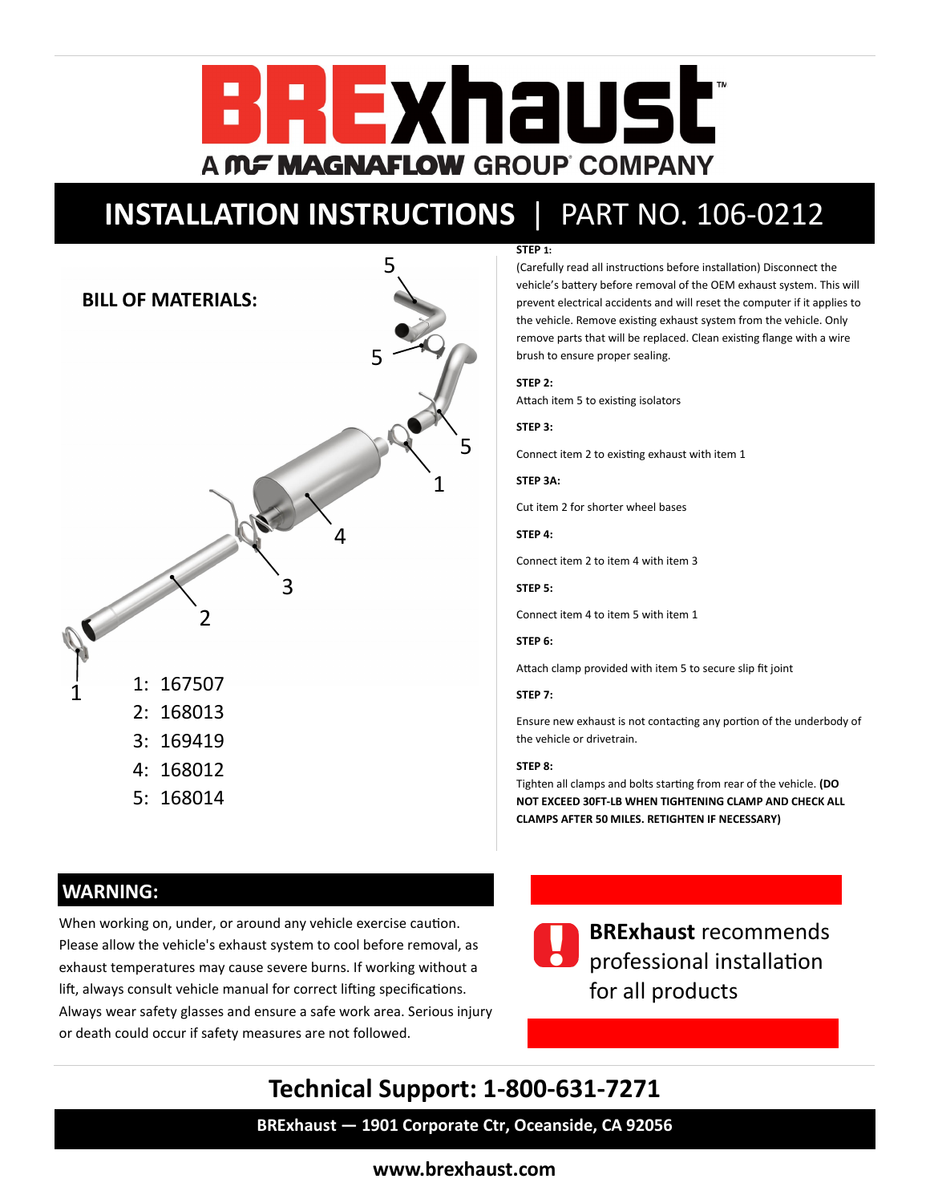# BRExhaust™

A MAGNAFLOW GROUP® COMPANY

## INSTALLATION INSTRUCTIONS | PART NO. 106-0212

**BILL OF MATERIALS:**

1: 167507
2: 168013
3: 169419
4: 168012
5: 168014

**STEP 1:**

(Carefully read all instructions before installation) Disconnect the vehicle's battery before removal of the OEM exhaust system. This will prevent electrical accidents and will reset the computer if it applies to the vehicle. Remove existing exhaust system from the vehicle. Only remove parts that will be replaced. Clean existing flange with a wire brush to ensure proper sealing.

**STEP 2:**

Attach item 5 to existing isolators

**STEP 3:**

Connect item 2 to existing exhaust with item 1

**STEP 3A:**

Cut item 2 for shorter wheel bases

**STEP 4:**

Connect item 2 to item 4 with item 3

**STEP 5:**

Connect item 4 to item 5 with item 1

**STEP 6:**

Attach clamp provided with item 5 to secure slip fit joint

**STEP 7:**

Ensure new exhaust is not contacting any portion of the underbody of the vehicle or drivetrain.

**STEP 8:**

Tighten all clamps and bolts starting from rear of the vehicle. **(DO NOT EXCEED 30FT-LB WHEN TIGHTENING CLAMP AND CHECK ALL CLAMPS AFTER 50 MILES. RETIGHTEN IF NECESSARY)**

## WARNING:

When working on, under, or around any vehicle exercise caution. Please allow the vehicle's exhaust system to cool before removal, as exhaust temperatures may cause severe burns. If working without a lift, always consult vehicle manual for correct lifting specifications. Always wear safety glasses and ensure a safe work area. Serious injury or death could occur if safety measures are not followed.

**BRExhaust** recommends professional installation for all products

## Technical Support: 1-800-631-7271

**BRExhaust — 1901 Corporate Ctr, Oceanside, CA 92056**

**www.brexhaust.com**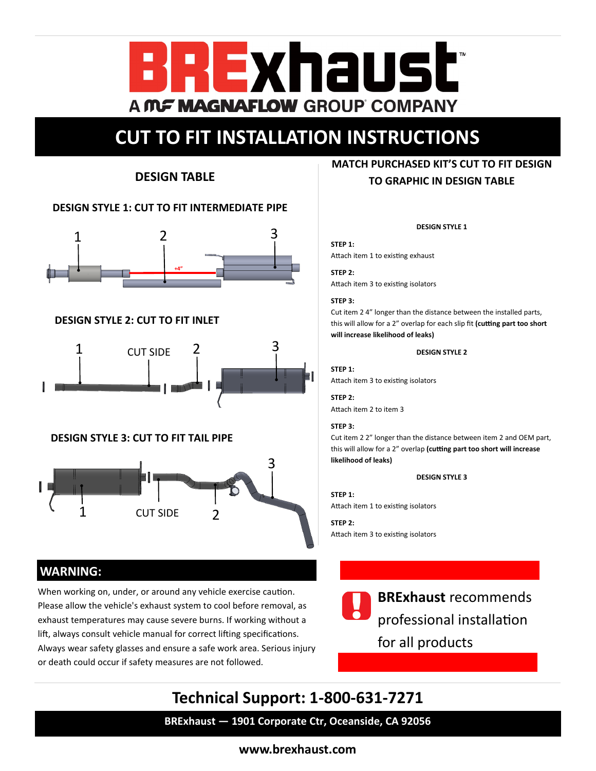# CUT TO FIT INSTALLATION INSTRUCTIONS

## DESIGN TABLE

### DESIGN STYLE 1: CUT TO FIT INTERMEDIATE PIPE

1
2
3
+4"

### DESIGN STYLE 2: CUT TO FIT INLET

1
CUT SIDE
2
3

### DESIGN STYLE 3: CUT TO FIT TAIL PIPE

1
CUT SIDE
2
3

## MATCH PURCHASED KIT'S CUT TO FIT DESIGN TO GRAPHIC IN DESIGN TABLE

**DESIGN STYLE 1**

**STEP 1:**
Attach item 1 to existing exhaust

**STEP 2:**
Attach item 3 to existing isolators

**STEP 3:**
Cut item 2 4" longer than the distance between the installed parts, this will allow for a 2" overlap for each slip fit **(cutting part too short will increase likelihood of leaks)**

**DESIGN STYLE 2**

**STEP 1:**
Attach item 3 to existing isolators

**STEP 2:**
Attach item 2 to item 3

**STEP 3:**
Cut item 2 2" longer than the distance between item 2 and OEM part, this will allow for a 2" overlap **(cutting part too short will increase likelihood of leaks)**

**DESIGN STYLE 3**

**STEP 1:**
Attach item 1 to existing isolators

**STEP 2:**
Attach item 3 to existing isolators

## WARNING:

When working on, under, or around any vehicle exercise caution. Please allow the vehicle's exhaust system to cool before removal, as exhaust temperatures may cause severe burns. If working without a lift, always consult vehicle manual for correct lifting specifications. Always wear safety glasses and ensure a safe work area. Serious injury or death could occur if safety measures are not followed.

**BRExhaust** recommends professional installation for all products

## Technical Support: 1-800-631-7271

**BRExhaust — 1901 Corporate Ctr, Oceanside, CA 92056**

**www.brexhaust.com**